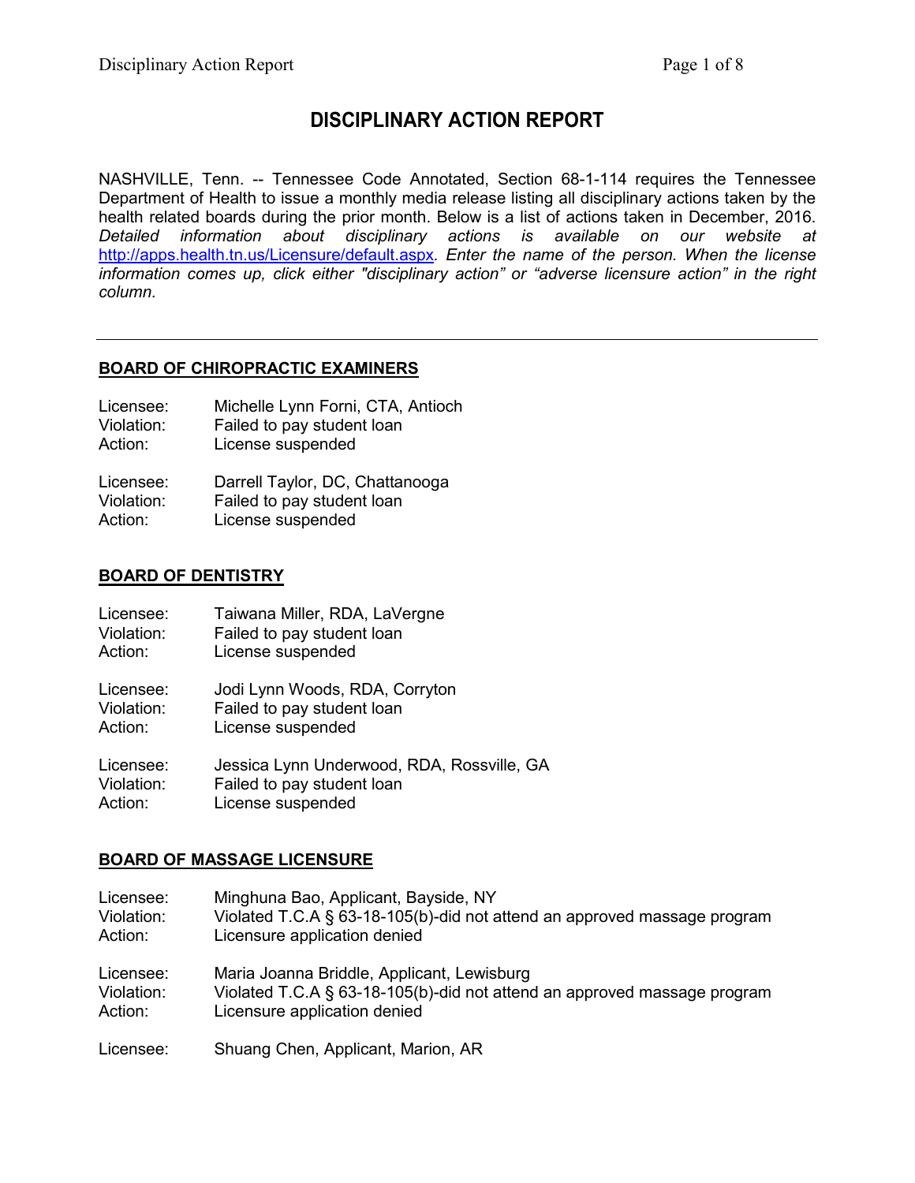# DISCIPLINARY ACTION REPORT

NASHVILLE, Tenn. -- Tennessee Code Annotated, Section 68-1-114 requires the Tennessee Department of Health to issue a monthly media release listing all disciplinary actions taken by the health related boards during the prior month. Below is a list of actions taken in December, 2016. *Detailed information about disciplinary actions is available on our website at* [http://apps.health.tn.us/Licensure/default.aspx](http://apps.health.tn.us/Licensure/default.aspx)*. Enter the name of the person. When the license information comes up, click either "disciplinary action" or "adverse licensure action" in the right column.*

---

## BOARD OF CHIROPRACTIC EXAMINERS

Licensee: Michelle Lynn Forni, CTA, Antioch
Violation: Failed to pay student loan
Action: License suspended

Licensee: Darrell Taylor, DC, Chattanooga
Violation: Failed to pay student loan
Action: License suspended

## BOARD OF DENTISTRY

Licensee: Taiwana Miller, RDA, LaVergne
Violation: Failed to pay student loan
Action: License suspended

Licensee: Jodi Lynn Woods, RDA, Corryton
Violation: Failed to pay student loan
Action: License suspended

Licensee: Jessica Lynn Underwood, RDA, Rossville, GA
Violation: Failed to pay student loan
Action: License suspended

## BOARD OF MASSAGE LICENSURE

Licensee: Minghuna Bao, Applicant, Bayside, NY
Violation: Violated T.C.A § 63-18-105(b)-did not attend an approved massage program
Action: Licensure application denied

Licensee: Maria Joanna Briddle, Applicant, Lewisburg
Violation: Violated T.C.A § 63-18-105(b)-did not attend an approved massage program
Action: Licensure application denied

Licensee: Shuang Chen, Applicant, Marion, AR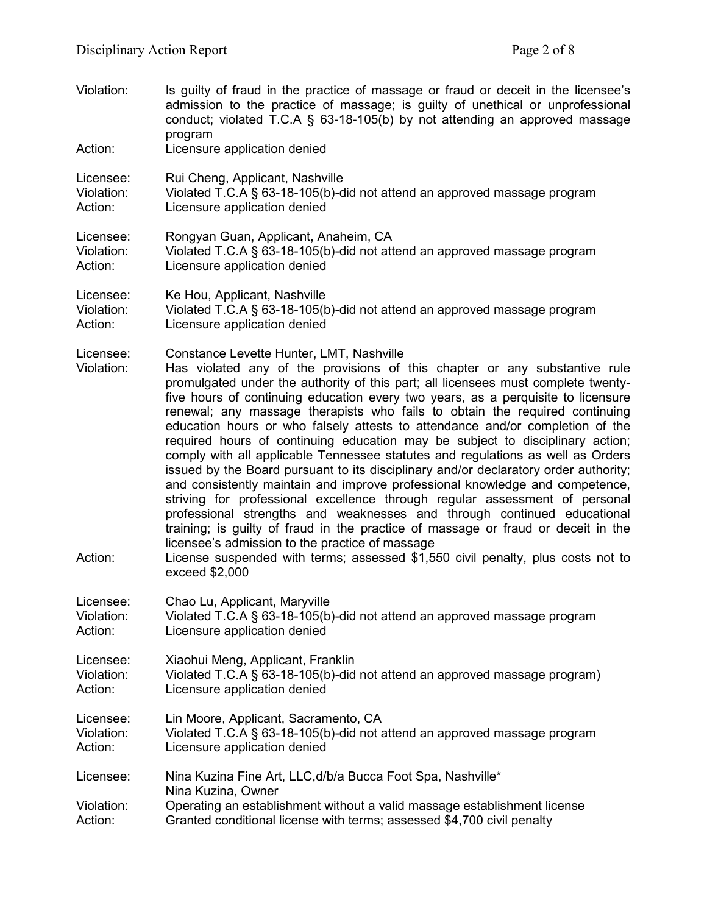Violation: Is guilty of fraud in the practice of massage or fraud or deceit in the licensee's admission to the practice of massage; is guilty of unethical or unprofessional conduct; violated T.C.A § 63-18-105(b) by not attending an approved massage program
Action: Licensure application denied

Licensee: Rui Cheng, Applicant, Nashville
Violation: Violated T.C.A § 63-18-105(b)-did not attend an approved massage program
Action: Licensure application denied

Licensee: Rongyan Guan, Applicant, Anaheim, CA
Violation: Violated T.C.A § 63-18-105(b)-did not attend an approved massage program
Action: Licensure application denied

Licensee: Ke Hou, Applicant, Nashville
Violation: Violated T.C.A § 63-18-105(b)-did not attend an approved massage program
Action: Licensure application denied

Licensee: Constance Levette Hunter, LMT, Nashville
Violation: Has violated any of the provisions of this chapter or any substantive rule promulgated under the authority of this part; all licensees must complete twenty-five hours of continuing education every two years, as a perquisite to licensure renewal; any massage therapists who fails to obtain the required continuing education hours or who falsely attests to attendance and/or completion of the required hours of continuing education may be subject to disciplinary action; comply with all applicable Tennessee statutes and regulations as well as Orders issued by the Board pursuant to its disciplinary and/or declaratory order authority; and consistently maintain and improve professional knowledge and competence, striving for professional excellence through regular assessment of personal professional strengths and weaknesses and through continued educational training; is guilty of fraud in the practice of massage or fraud or deceit in the licensee's admission to the practice of massage
Action: License suspended with terms; assessed $1,550 civil penalty, plus costs not to exceed $2,000

Licensee: Chao Lu, Applicant, Maryville
Violation: Violated T.C.A § 63-18-105(b)-did not attend an approved massage program
Action: Licensure application denied

Licensee: Xiaohui Meng, Applicant, Franklin
Violation: Violated T.C.A § 63-18-105(b)-did not attend an approved massage program)
Action: Licensure application denied

Licensee: Lin Moore, Applicant, Sacramento, CA
Violation: Violated T.C.A § 63-18-105(b)-did not attend an approved massage program
Action: Licensure application denied

Licensee: Nina Kuzina Fine Art, LLC,d/b/a Bucca Foot Spa, Nashville*
Nina Kuzina, Owner
Violation: Operating an establishment without a valid massage establishment license
Action: Granted conditional license with terms; assessed $4,700 civil penalty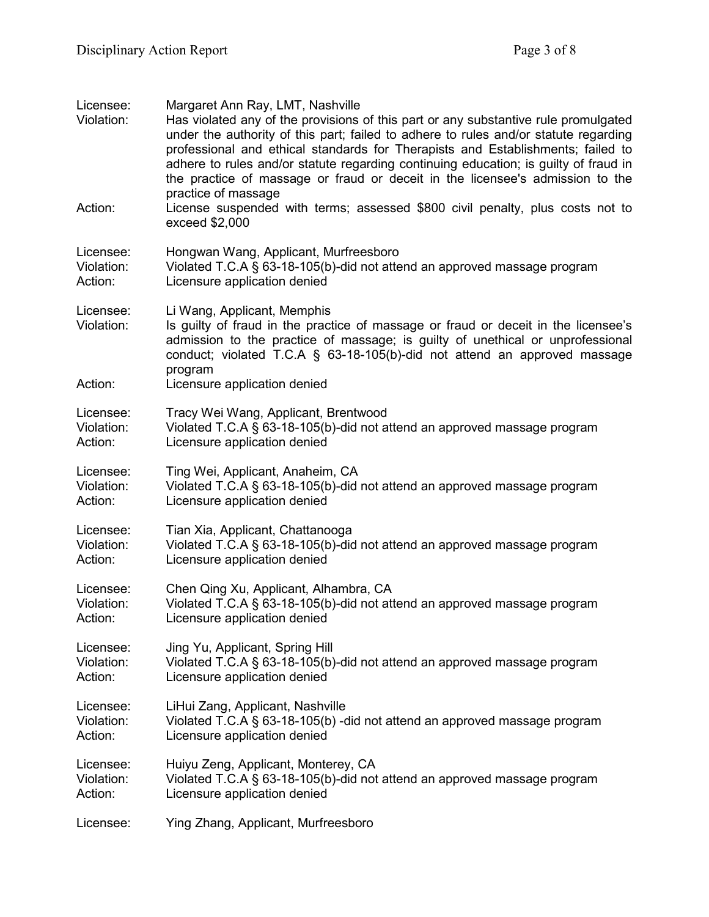Licensee: Margaret Ann Ray, LMT, Nashville
Violation: Has violated any of the provisions of this part or any substantive rule promulgated under the authority of this part; failed to adhere to rules and/or statute regarding professional and ethical standards for Therapists and Establishments; failed to adhere to rules and/or statute regarding continuing education; is guilty of fraud in the practice of massage or fraud or deceit in the licensee's admission to the practice of massage
Action: License suspended with terms; assessed $800 civil penalty, plus costs not to exceed $2,000

Licensee: Hongwan Wang, Applicant, Murfreesboro
Violation: Violated T.C.A § 63-18-105(b)-did not attend an approved massage program
Action: Licensure application denied

Licensee: Li Wang, Applicant, Memphis
Violation: Is guilty of fraud in the practice of massage or fraud or deceit in the licensee's admission to the practice of massage; is guilty of unethical or unprofessional conduct; violated T.C.A § 63-18-105(b)-did not attend an approved massage program
Action: Licensure application denied

Licensee: Tracy Wei Wang, Applicant, Brentwood
Violation: Violated T.C.A § 63-18-105(b)-did not attend an approved massage program
Action: Licensure application denied

Licensee: Ting Wei, Applicant, Anaheim, CA
Violation: Violated T.C.A § 63-18-105(b)-did not attend an approved massage program
Action: Licensure application denied

Licensee: Tian Xia, Applicant, Chattanooga
Violation: Violated T.C.A § 63-18-105(b)-did not attend an approved massage program
Action: Licensure application denied

Licensee: Chen Qing Xu, Applicant, Alhambra, CA
Violation: Violated T.C.A § 63-18-105(b)-did not attend an approved massage program
Action: Licensure application denied

Licensee: Jing Yu, Applicant, Spring Hill
Violation: Violated T.C.A § 63-18-105(b)-did not attend an approved massage program
Action: Licensure application denied

Licensee: LiHui Zang, Applicant, Nashville
Violation: Violated T.C.A § 63-18-105(b) -did not attend an approved massage program
Action: Licensure application denied

Licensee: Huiyu Zeng, Applicant, Monterey, CA
Violation: Violated T.C.A § 63-18-105(b)-did not attend an approved massage program
Action: Licensure application denied

Licensee: Ying Zhang, Applicant, Murfreesboro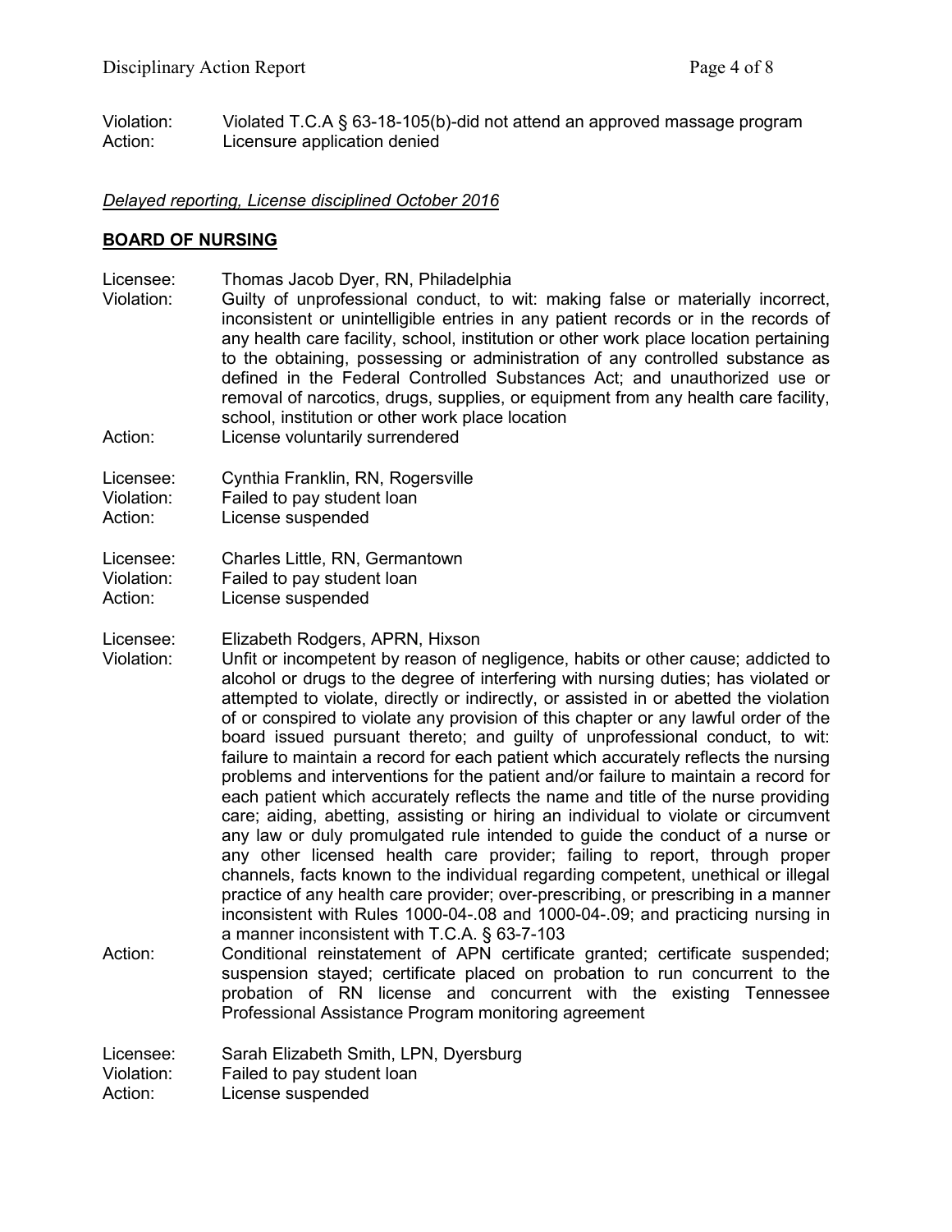Violation: Violated T.C.A § 63-18-105(b)-did not attend an approved massage program
Action: Licensure application denied

*Delayed reporting, License disciplined October 2016*

## BOARD OF NURSING

Licensee: Thomas Jacob Dyer, RN, Philadelphia
Violation: Guilty of unprofessional conduct, to wit: making false or materially incorrect, inconsistent or unintelligible entries in any patient records or in the records of any health care facility, school, institution or other work place location pertaining to the obtaining, possessing or administration of any controlled substance as defined in the Federal Controlled Substances Act; and unauthorized use or removal of narcotics, drugs, supplies, or equipment from any health care facility, school, institution or other work place location
Action: License voluntarily surrendered

Licensee: Cynthia Franklin, RN, Rogersville
Violation: Failed to pay student loan
Action: License suspended

Licensee: Charles Little, RN, Germantown
Violation: Failed to pay student loan
Action: License suspended

Licensee: Elizabeth Rodgers, APRN, Hixson
Violation: Unfit or incompetent by reason of negligence, habits or other cause; addicted to alcohol or drugs to the degree of interfering with nursing duties; has violated or attempted to violate, directly or indirectly, or assisted in or abetted the violation of or conspired to violate any provision of this chapter or any lawful order of the board issued pursuant thereto; and guilty of unprofessional conduct, to wit: failure to maintain a record for each patient which accurately reflects the nursing problems and interventions for the patient and/or failure to maintain a record for each patient which accurately reflects the name and title of the nurse providing care; aiding, abetting, assisting or hiring an individual to violate or circumvent any law or duly promulgated rule intended to guide the conduct of a nurse or any other licensed health care provider; failing to report, through proper channels, facts known to the individual regarding competent, unethical or illegal practice of any health care provider; over-prescribing, or prescribing in a manner inconsistent with Rules 1000-04-.08 and 1000-04-.09; and practicing nursing in a manner inconsistent with T.C.A. § 63-7-103
Action: Conditional reinstatement of APN certificate granted; certificate suspended; suspension stayed; certificate placed on probation to run concurrent to the probation of RN license and concurrent with the existing Tennessee Professional Assistance Program monitoring agreement

Licensee: Sarah Elizabeth Smith, LPN, Dyersburg
Violation: Failed to pay student loan
Action: License suspended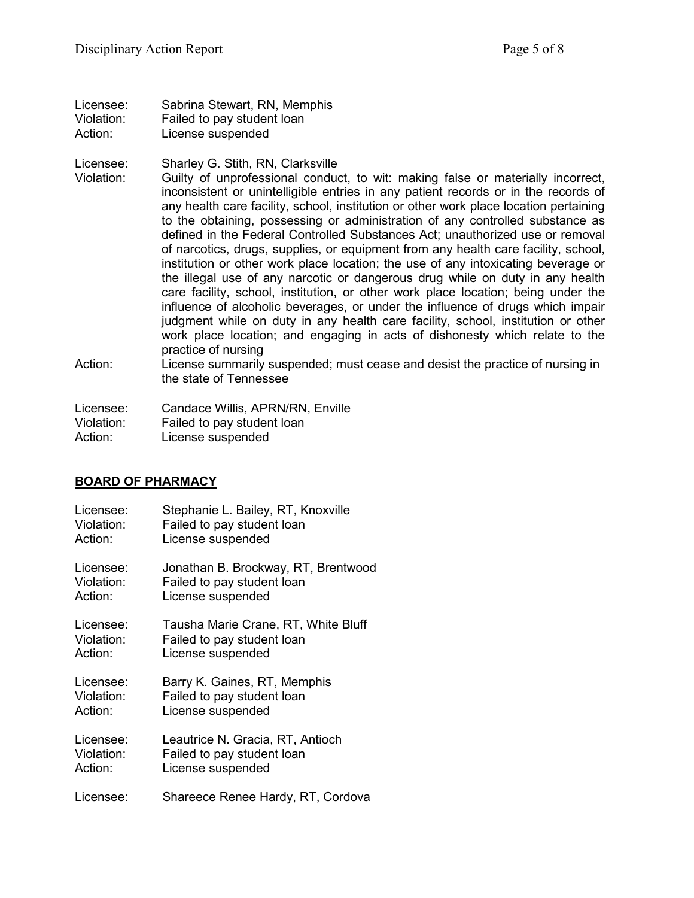Licensee: Sabrina Stewart, RN, Memphis
Violation: Failed to pay student loan
Action: License suspended

Licensee: Sharley G. Stith, RN, Clarksville
Violation: Guilty of unprofessional conduct, to wit: making false or materially incorrect, inconsistent or unintelligible entries in any patient records or in the records of any health care facility, school, institution or other work place location pertaining to the obtaining, possessing or administration of any controlled substance as defined in the Federal Controlled Substances Act; unauthorized use or removal of narcotics, drugs, supplies, or equipment from any health care facility, school, institution or other work place location; the use of any intoxicating beverage or the illegal use of any narcotic or dangerous drug while on duty in any health care facility, school, institution, or other work place location; being under the influence of alcoholic beverages, or under the influence of drugs which impair judgment while on duty in any health care facility, school, institution or other work place location; and engaging in acts of dishonesty which relate to the practice of nursing
Action: License summarily suspended; must cease and desist the practice of nursing in the state of Tennessee

Licensee: Candace Willis, APRN/RN, Enville
Violation: Failed to pay student loan
Action: License suspended

## BOARD OF PHARMACY

Licensee: Stephanie L. Bailey, RT, Knoxville
Violation: Failed to pay student loan
Action: License suspended

Licensee: Jonathan B. Brockway, RT, Brentwood
Violation: Failed to pay student loan
Action: License suspended

Licensee: Tausha Marie Crane, RT, White Bluff
Violation: Failed to pay student loan
Action: License suspended

Licensee: Barry K. Gaines, RT, Memphis
Violation: Failed to pay student loan
Action: License suspended

Licensee: Leautrice N. Gracia, RT, Antioch
Violation: Failed to pay student loan
Action: License suspended

Licensee: Shareece Renee Hardy, RT, Cordova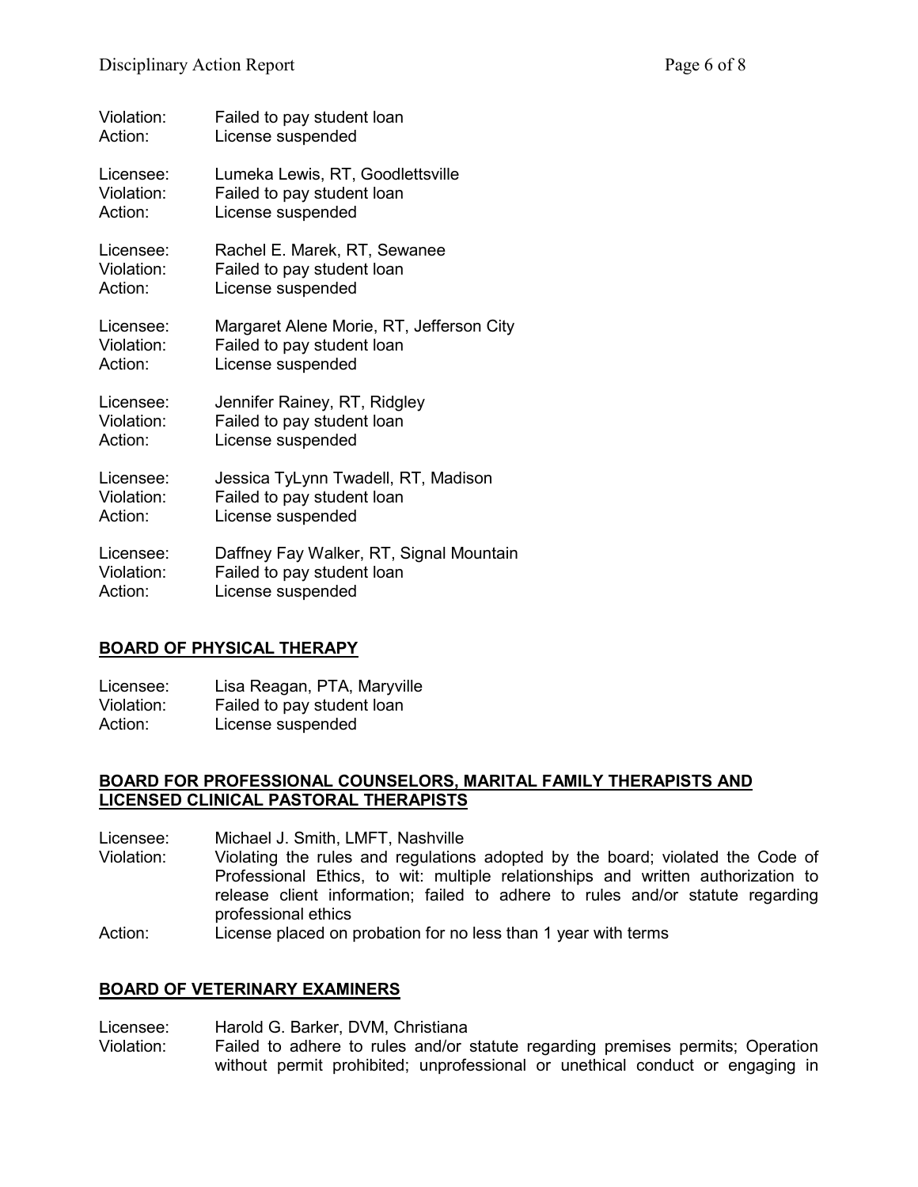Violation: Failed to pay student loan
Action: License suspended

Licensee: Lumeka Lewis, RT, Goodlettsville
Violation: Failed to pay student loan
Action: License suspended

Licensee: Rachel E. Marek, RT, Sewanee
Violation: Failed to pay student loan
Action: License suspended

Licensee: Margaret Alene Morie, RT, Jefferson City
Violation: Failed to pay student loan
Action: License suspended

Licensee: Jennifer Rainey, RT, Ridgley
Violation: Failed to pay student loan
Action: License suspended

Licensee: Jessica TyLynn Twadell, RT, Madison
Violation: Failed to pay student loan
Action: License suspended

Licensee: Daffney Fay Walker, RT, Signal Mountain
Violation: Failed to pay student loan
Action: License suspended

## BOARD OF PHYSICAL THERAPY

Licensee: Lisa Reagan, PTA, Maryville
Violation: Failed to pay student loan
Action: License suspended

## BOARD FOR PROFESSIONAL COUNSELORS, MARITAL FAMILY THERAPISTS AND LICENSED CLINICAL PASTORAL THERAPISTS

Licensee: Michael J. Smith, LMFT, Nashville
Violation: Violating the rules and regulations adopted by the board; violated the Code of Professional Ethics, to wit: multiple relationships and written authorization to release client information; failed to adhere to rules and/or statute regarding professional ethics
Action: License placed on probation for no less than 1 year with terms

## BOARD OF VETERINARY EXAMINERS

Licensee: Harold G. Barker, DVM, Christiana
Violation: Failed to adhere to rules and/or statute regarding premises permits; Operation without permit prohibited; unprofessional or unethical conduct or engaging in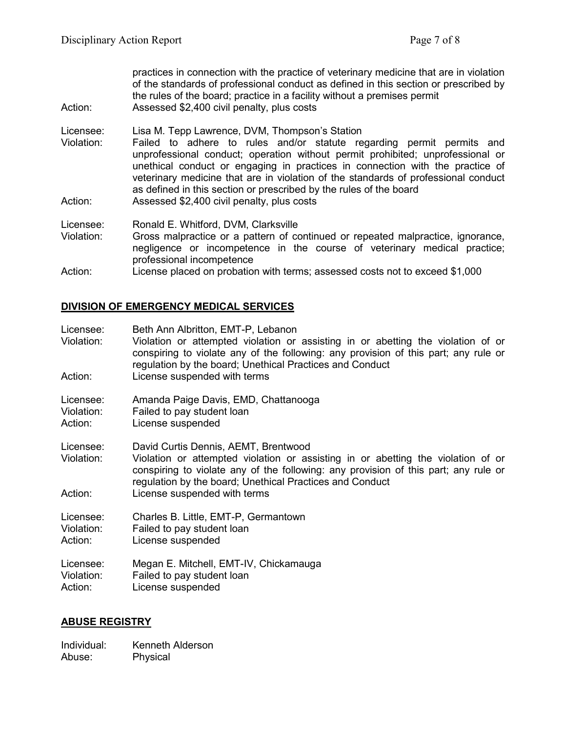practices in connection with the practice of veterinary medicine that are in violation of the standards of professional conduct as defined in this section or prescribed by the rules of the board; practice in a facility without a premises permit

Action: Assessed $2,400 civil penalty, plus costs

Licensee: Lisa M. Tepp Lawrence, DVM, Thompson's Station
Violation: Failed to adhere to rules and/or statute regarding permit permits and unprofessional conduct; operation without permit prohibited; unprofessional or unethical conduct or engaging in practices in connection with the practice of veterinary medicine that are in violation of the standards of professional conduct as defined in this section or prescribed by the rules of the board
Action: Assessed $2,400 civil penalty, plus costs

Licensee: Ronald E. Whitford, DVM, Clarksville
Violation: Gross malpractice or a pattern of continued or repeated malpractice, ignorance, negligence or incompetence in the course of veterinary medical practice; professional incompetence
Action: License placed on probation with terms; assessed costs not to exceed $1,000

## DIVISION OF EMERGENCY MEDICAL SERVICES

Licensee: Beth Ann Albritton, EMT-P, Lebanon
Violation: Violation or attempted violation or assisting in or abetting the violation of or conspiring to violate any of the following: any provision of this part; any rule or regulation by the board; Unethical Practices and Conduct
Action: License suspended with terms

Licensee: Amanda Paige Davis, EMD, Chattanooga
Violation: Failed to pay student loan
Action: License suspended

Licensee: David Curtis Dennis, AEMT, Brentwood
Violation: Violation or attempted violation or assisting in or abetting the violation of or conspiring to violate any of the following: any provision of this part; any rule or regulation by the board; Unethical Practices and Conduct
Action: License suspended with terms

Licensee: Charles B. Little, EMT-P, Germantown
Violation: Failed to pay student loan
Action: License suspended

Licensee: Megan E. Mitchell, EMT-IV, Chickamauga
Violation: Failed to pay student loan
Action: License suspended

## ABUSE REGISTRY

Individual: Kenneth Alderson
Abuse: Physical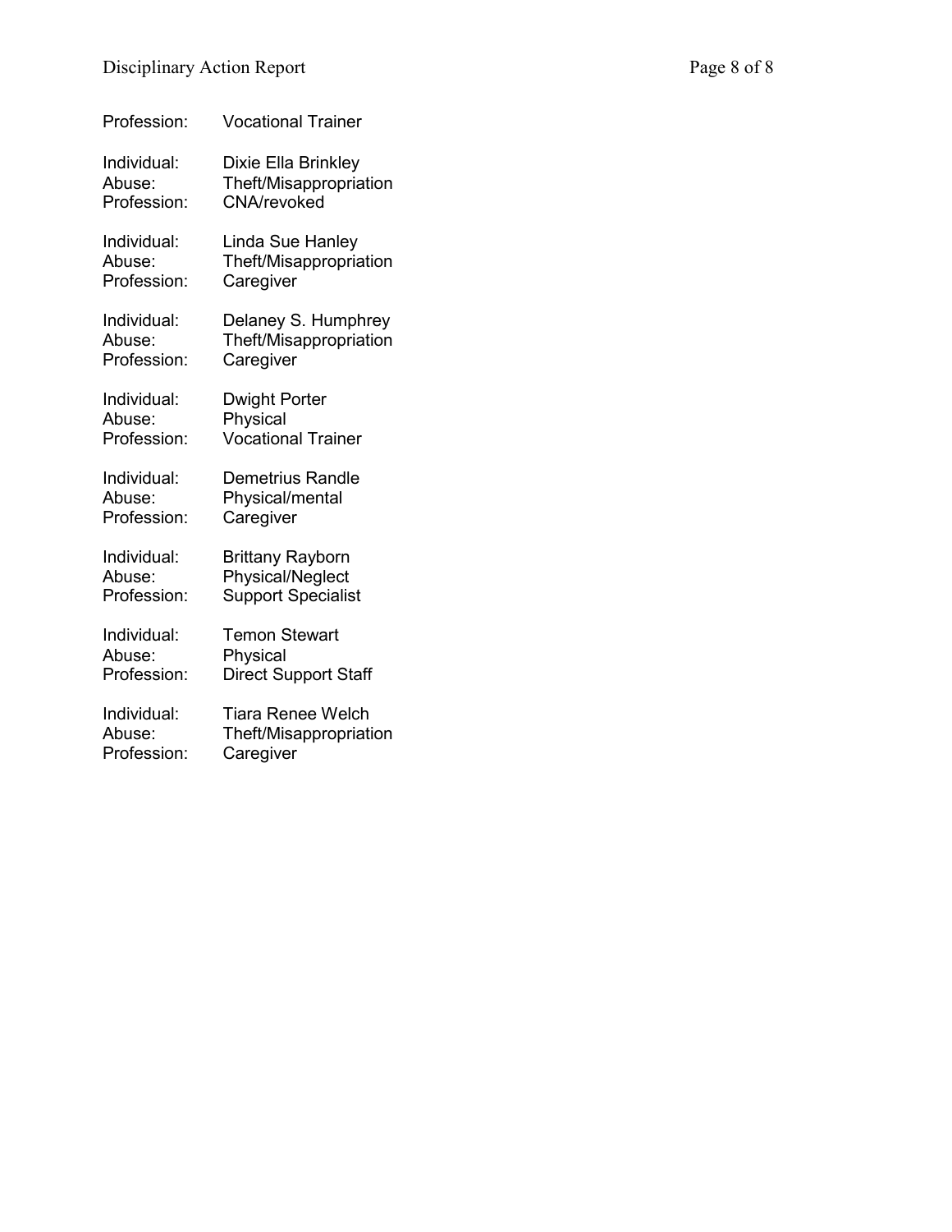Profession: Vocational Trainer

Individual: Dixie Ella Brinkley
Abuse: Theft/Misappropriation
Profession: CNA/revoked

Individual: Linda Sue Hanley
Abuse: Theft/Misappropriation
Profession: Caregiver

Individual: Delaney S. Humphrey
Abuse: Theft/Misappropriation
Profession: Caregiver

Individual: Dwight Porter
Abuse: Physical
Profession: Vocational Trainer

Individual: Demetrius Randle
Abuse: Physical/mental
Profession: Caregiver

Individual: Brittany Rayborn
Abuse: Physical/Neglect
Profession: Support Specialist

Individual: Temon Stewart
Abuse: Physical
Profession: Direct Support Staff

Individual: Tiara Renee Welch
Abuse: Theft/Misappropriation
Profession: Caregiver